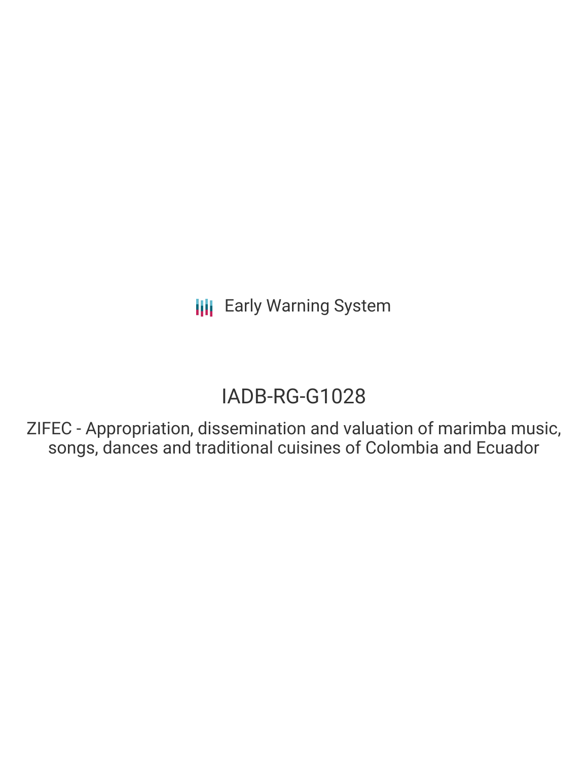Early Warning System

# IADB-RG-G1028

ZIFEC - Appropriation, dissemination and valuation of marimba music, songs, dances and traditional cuisines of Colombia and Ecuador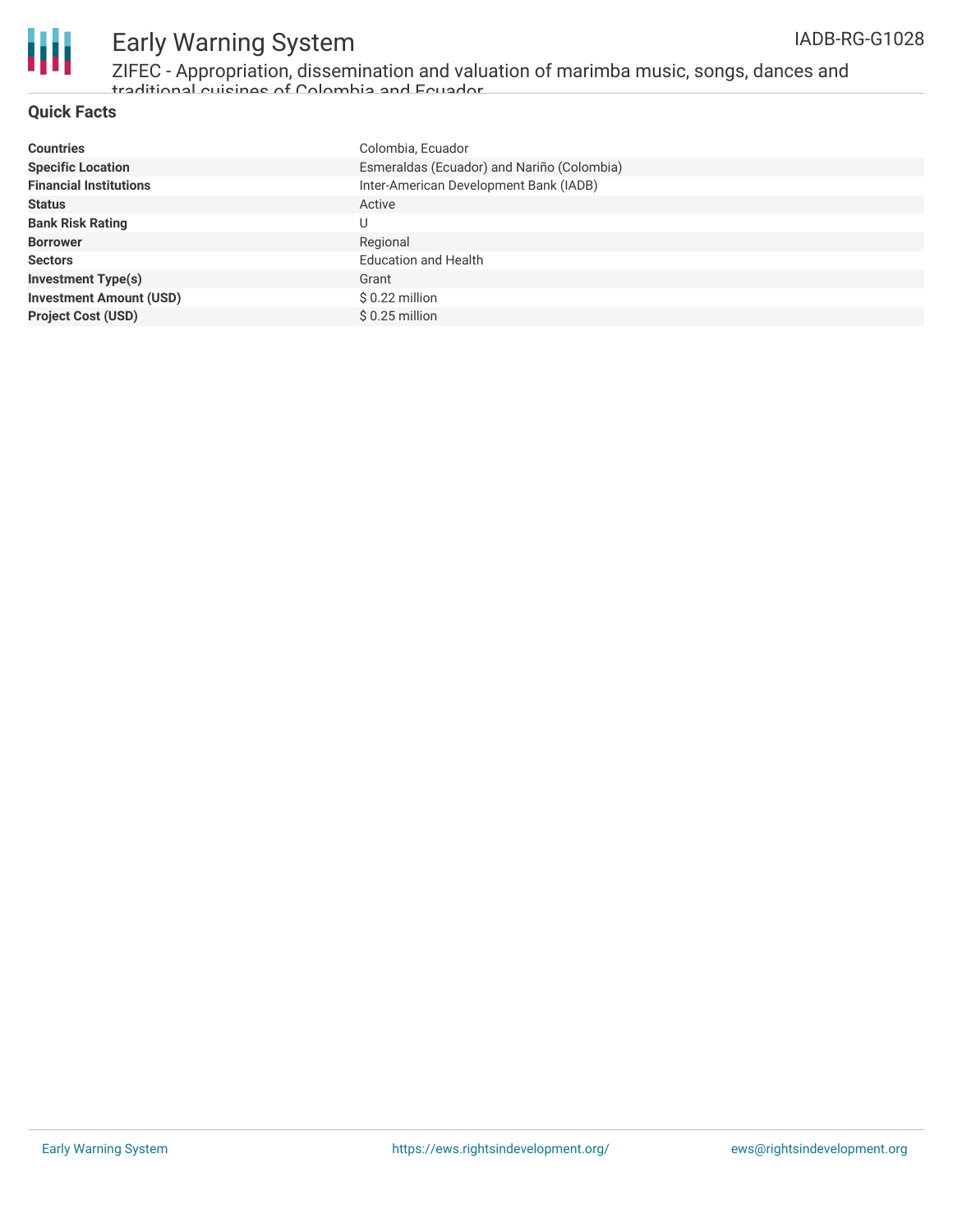## Quick Facts

| | |
|---|---|
| **Countries** | Colombia, Ecuador |
| **Specific Location** | Esmeraldas (Ecuador) and Nariño (Colombia) |
| **Financial Institutions** | Inter-American Development Bank (IADB) |
| **Status** | Active |
| **Bank Risk Rating** | U |
| **Borrower** | Regional |
| **Sectors** | Education and Health |
| **Investment Type(s)** | Grant |
| **Investment Amount (USD)** | $ 0.22 million |
| **Project Cost (USD)** | $ 0.25 million |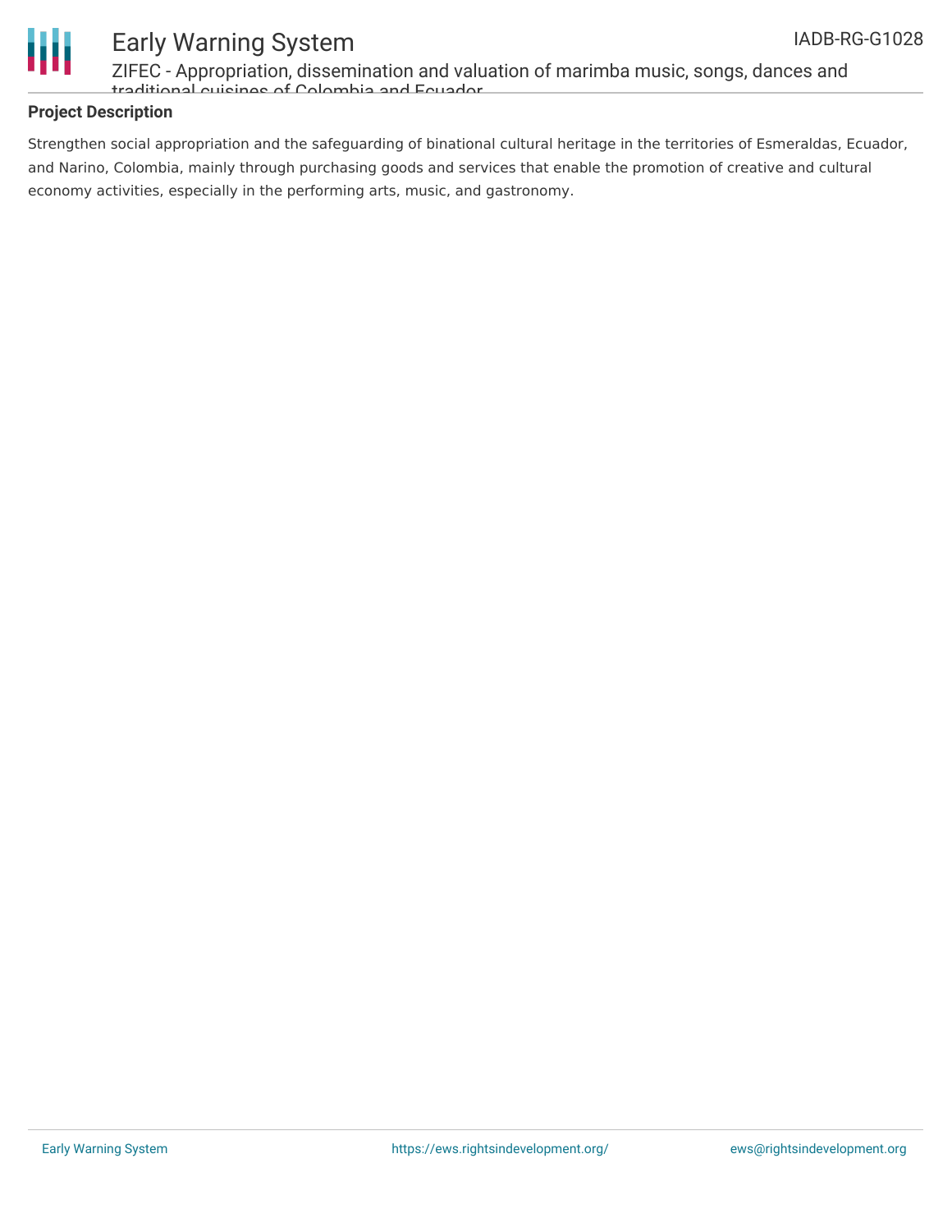## Project Description

Strengthen social appropriation and the safeguarding of binational cultural heritage in the territories of Esmeraldas, Ecuador, and Narino, Colombia, mainly through purchasing goods and services that enable the promotion of creative and cultural economy activities, especially in the performing arts, music, and gastronomy.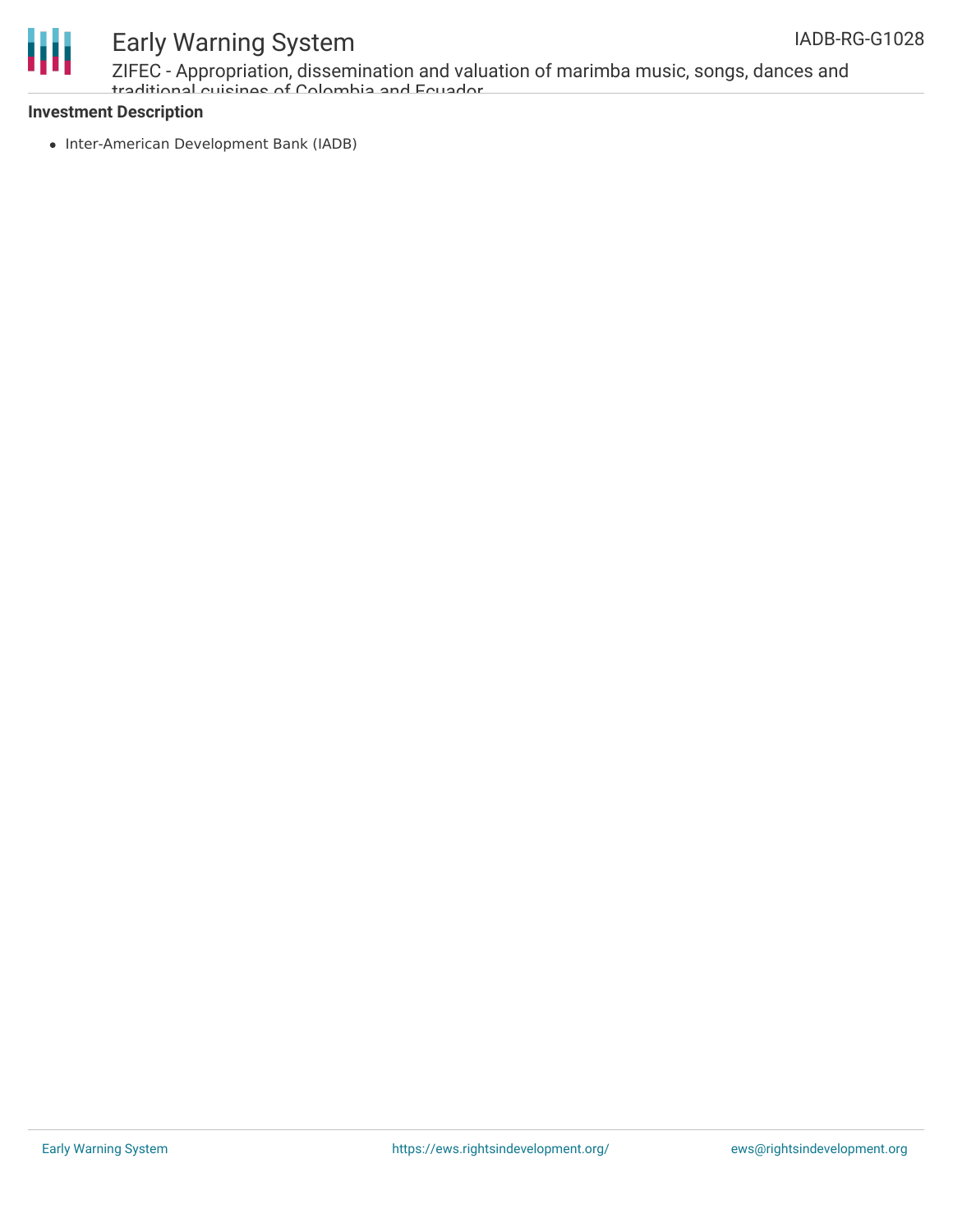**Investment Description**

- Inter-American Development Bank (IADB)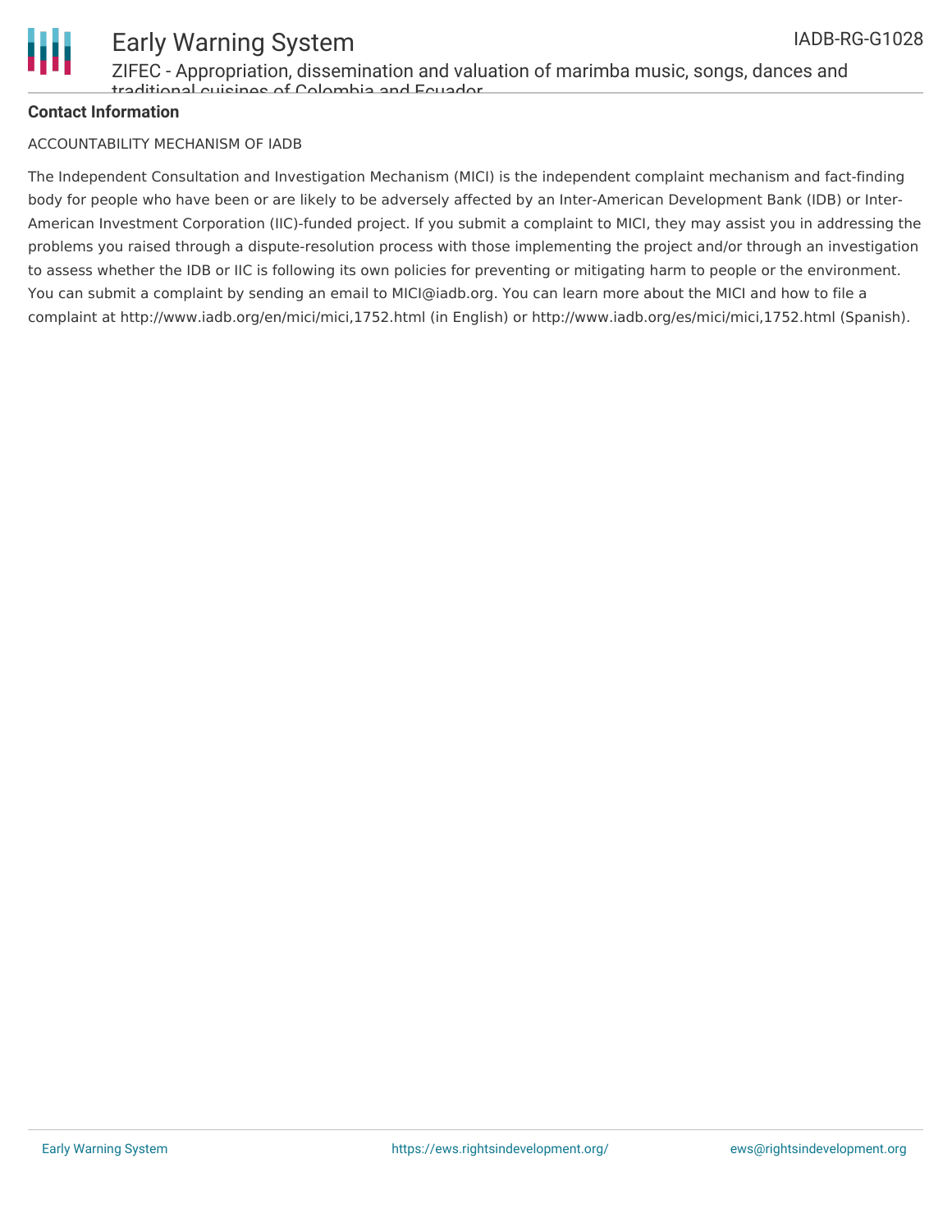**Contact Information**

ACCOUNTABILITY MECHANISM OF IADB

The Independent Consultation and Investigation Mechanism (MICI) is the independent complaint mechanism and fact-finding body for people who have been or are likely to be adversely affected by an Inter-American Development Bank (IDB) or Inter-American Investment Corporation (IIC)-funded project. If you submit a complaint to MICI, they may assist you in addressing the problems you raised through a dispute-resolution process with those implementing the project and/or through an investigation to assess whether the IDB or IIC is following its own policies for preventing or mitigating harm to people or the environment. You can submit a complaint by sending an email to MICI@iadb.org. You can learn more about the MICI and how to file a complaint at http://www.iadb.org/en/mici/mici,1752.html (in English) or http://www.iadb.org/es/mici/mici,1752.html (Spanish).